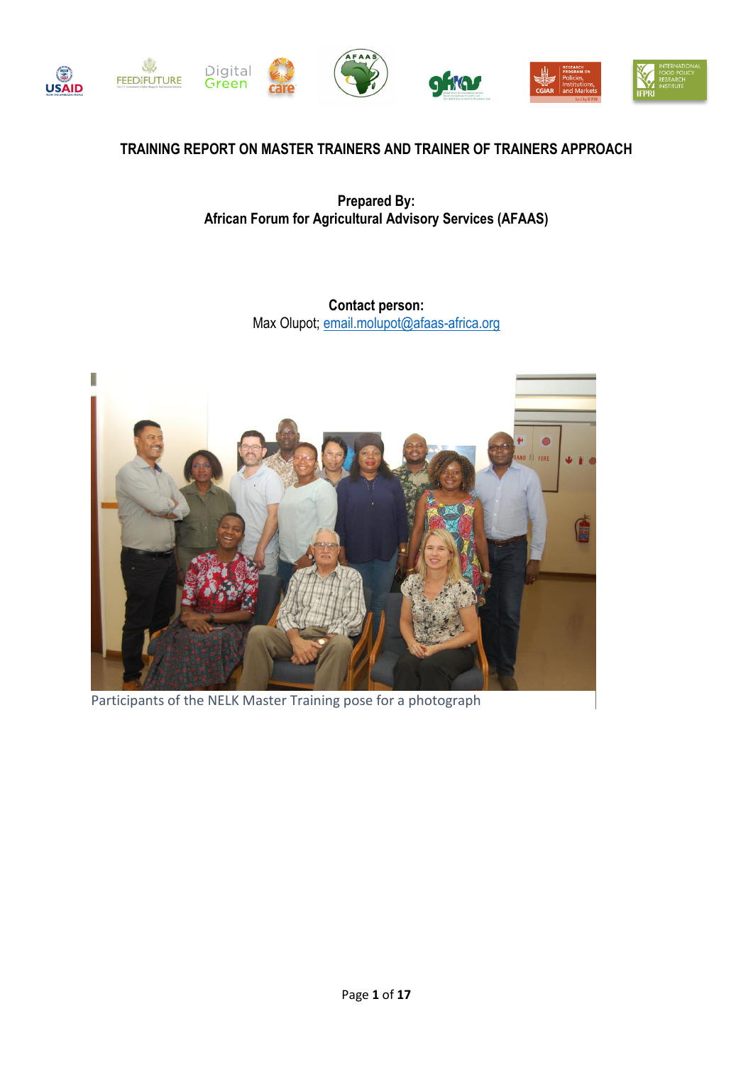# TRAINING REPORT ON MASTER TRAINERS AND TRAINER OF TRAINERS APPROACH

**Prepared By:**
**African Forum for Agricultural Advisory Services (AFAAS)**

**Contact person:**
Max Olupot; email.molupot@afaas-africa.org

Participants of the NELK Master Training pose for a photograph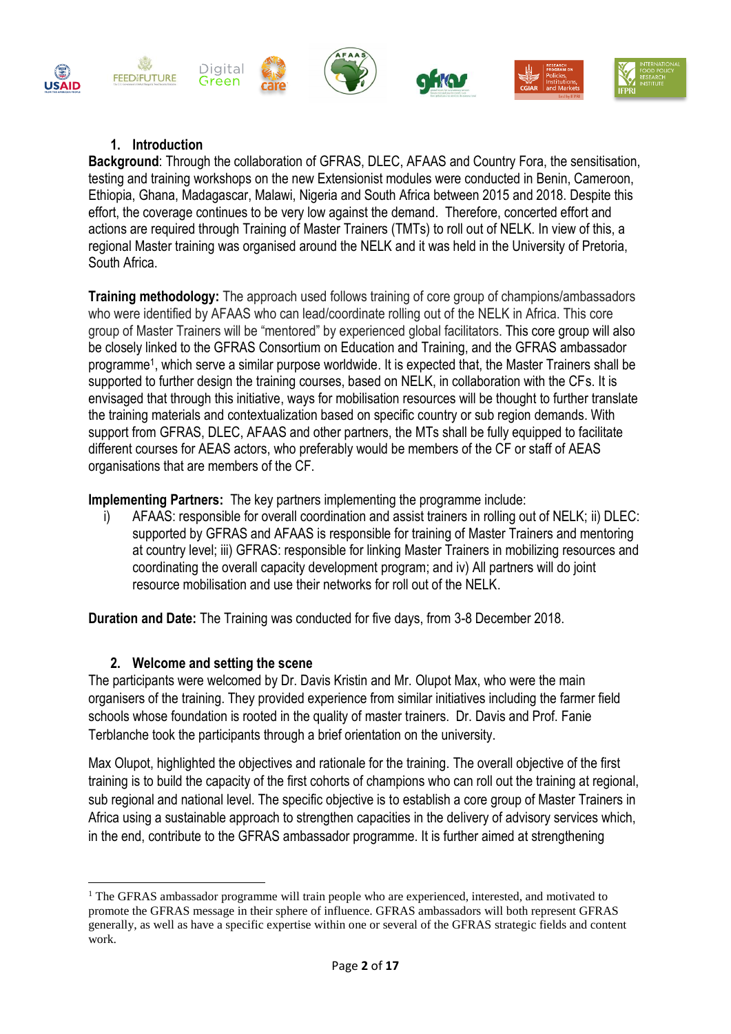## 1. Introduction

**Background**: Through the collaboration of GFRAS, DLEC, AFAAS and Country Fora, the sensitisation, testing and training workshops on the new Extensionist modules were conducted in Benin, Cameroon, Ethiopia, Ghana, Madagascar, Malawi, Nigeria and South Africa between 2015 and 2018. Despite this effort, the coverage continues to be very low against the demand. Therefore, concerted effort and actions are required through Training of Master Trainers (TMTs) to roll out of NELK. In view of this, a regional Master training was organised around the NELK and it was held in the University of Pretoria, South Africa.

**Training methodology:** The approach used follows training of core group of champions/ambassadors who were identified by AFAAS who can lead/coordinate rolling out of the NELK in Africa. This core group of Master Trainers will be "mentored" by experienced global facilitators. This core group will also be closely linked to the GFRAS Consortium on Education and Training, and the GFRAS ambassador programme[1], which serve a similar purpose worldwide. It is expected that, the Master Trainers shall be supported to further design the training courses, based on NELK, in collaboration with the CFs. It is envisaged that through this initiative, ways for mobilisation resources will be thought to further translate the training materials and contextualization based on specific country or sub region demands. With support from GFRAS, DLEC, AFAAS and other partners, the MTs shall be fully equipped to facilitate different courses for AEAS actors, who preferably would be members of the CF or staff of AEAS organisations that are members of the CF.

**Implementing Partners:** The key partners implementing the programme include:

i) AFAAS: responsible for overall coordination and assist trainers in rolling out of NELK; ii) DLEC: supported by GFRAS and AFAAS is responsible for training of Master Trainers and mentoring at country level; iii) GFRAS: responsible for linking Master Trainers in mobilizing resources and coordinating the overall capacity development program; and iv) All partners will do joint resource mobilisation and use their networks for roll out of the NELK.

**Duration and Date:** The Training was conducted for five days, from 3-8 December 2018.

## 2. Welcome and setting the scene

The participants were welcomed by Dr. Davis Kristin and Mr. Olupot Max, who were the main organisers of the training. They provided experience from similar initiatives including the farmer field schools whose foundation is rooted in the quality of master trainers. Dr. Davis and Prof. Fanie Terblanche took the participants through a brief orientation on the university.

Max Olupot, highlighted the objectives and rationale for the training. The overall objective of the first training is to build the capacity of the first cohorts of champions who can roll out the training at regional, sub regional and national level. The specific objective is to establish a core group of Master Trainers in Africa using a sustainable approach to strengthen capacities in the delivery of advisory services which, in the end, contribute to the GFRAS ambassador programme. It is further aimed at strengthening

---

[1] The GFRAS ambassador programme will train people who are experienced, interested, and motivated to promote the GFRAS message in their sphere of influence. GFRAS ambassadors will both represent GFRAS generally, as well as have a specific expertise within one or several of the GFRAS strategic fields and content work.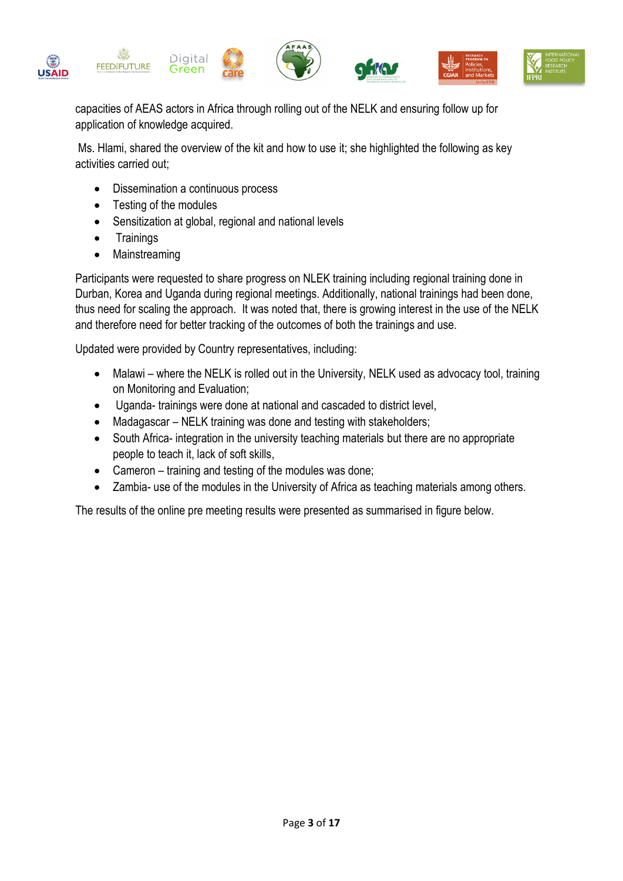capacities of AEAS actors in Africa through rolling out of the NELK and ensuring follow up for application of knowledge acquired.

Ms. Hlami, shared the overview of the kit and how to use it; she highlighted the following as key activities carried out;

- Dissemination a continuous process
- Testing of the modules
- Sensitization at global, regional and national levels
- Trainings
- Mainstreaming

Participants were requested to share progress on NLEK training including regional training done in Durban, Korea and Uganda during regional meetings. Additionally, national trainings had been done, thus need for scaling the approach. It was noted that, there is growing interest in the use of the NELK and therefore need for better tracking of the outcomes of both the trainings and use.

Updated were provided by Country representatives, including:

- Malawi – where the NELK is rolled out in the University, NELK used as advocacy tool, training on Monitoring and Evaluation;
- Uganda- trainings were done at national and cascaded to district level,
- Madagascar – NELK training was done and testing with stakeholders;
- South Africa- integration in the university teaching materials but there are no appropriate people to teach it, lack of soft skills,
- Cameron – training and testing of the modules was done;
- Zambia- use of the modules in the University of Africa as teaching materials among others.

The results of the online pre meeting results were presented as summarised in figure below.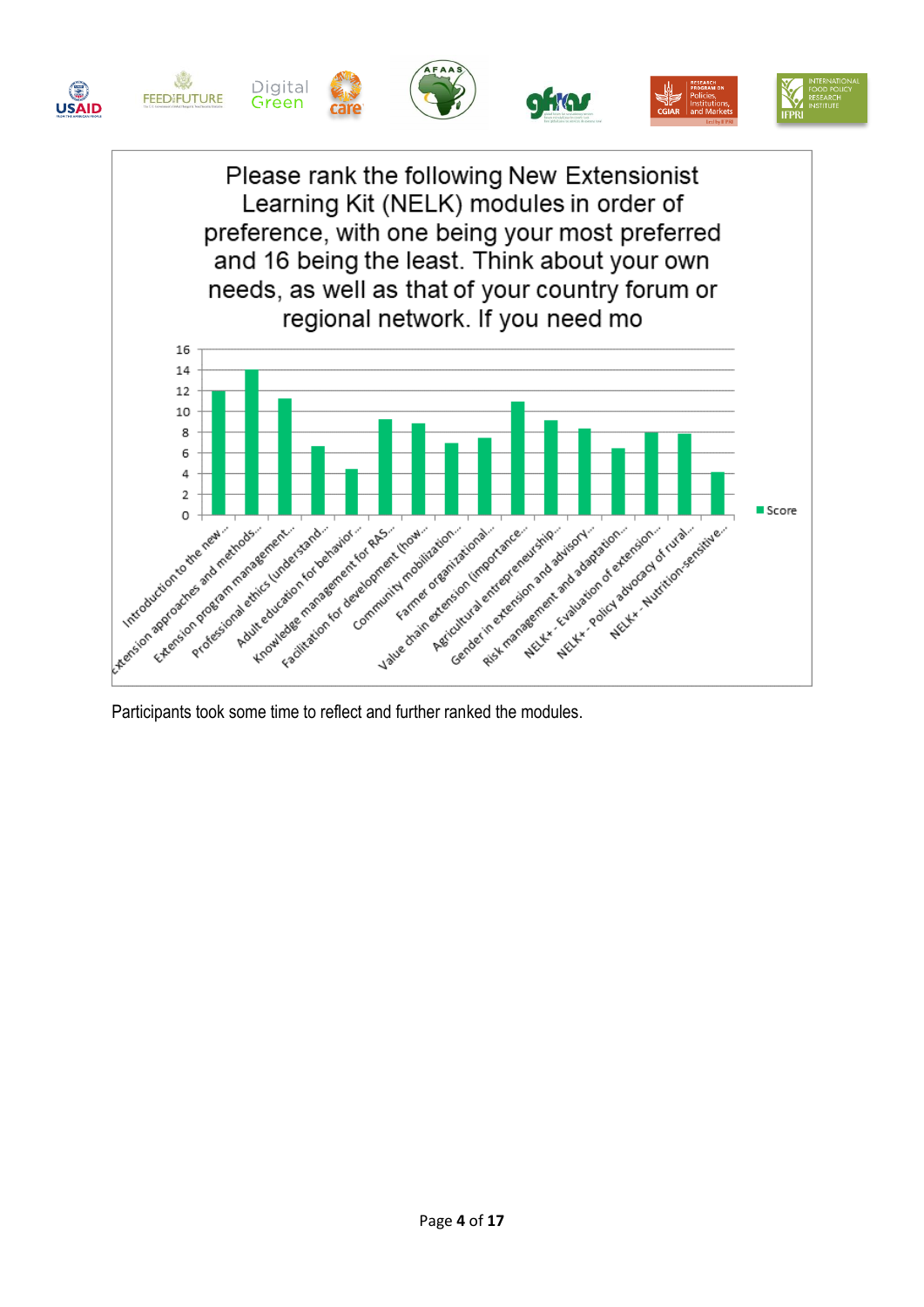**Please rank the following New Extensionist Learning Kit (NELK) modules in order of preference, with one being your most preferred and 16 being the least. Think about your own needs, as well as that of your country forum or regional network. If you need mo**

| Module | Score |
|---|---|
| Introduction to the new... | 12 |
| Extension approaches and methods... | 14 |
| Extension program management... | 11.3 |
| Professional ethics (understand... | 6.7 |
| Adult education for behavior... | 4.5 |
| Knowledge management for RAS... | 9.3 |
| Facilitation for development (how... | 8.9 |
| Community mobilization... | 7 |
| Farmer organizational... | 7.5 |
| Value chain extension (importance... | 11 |
| Agricultural entrepreneurship... | 9.2 |
| Gender in extension and advisory... | 8.4 |
| Risk management and adaptation... | 6.5 |
| NELK+ - Evaluation of extension... | 8 |
| NELK+ - Policy advocacy of rural... | 7.9 |
| NELK+ - Nutrition-sensitive... | 4.2 |

Participants took some time to reflect and further ranked the modules.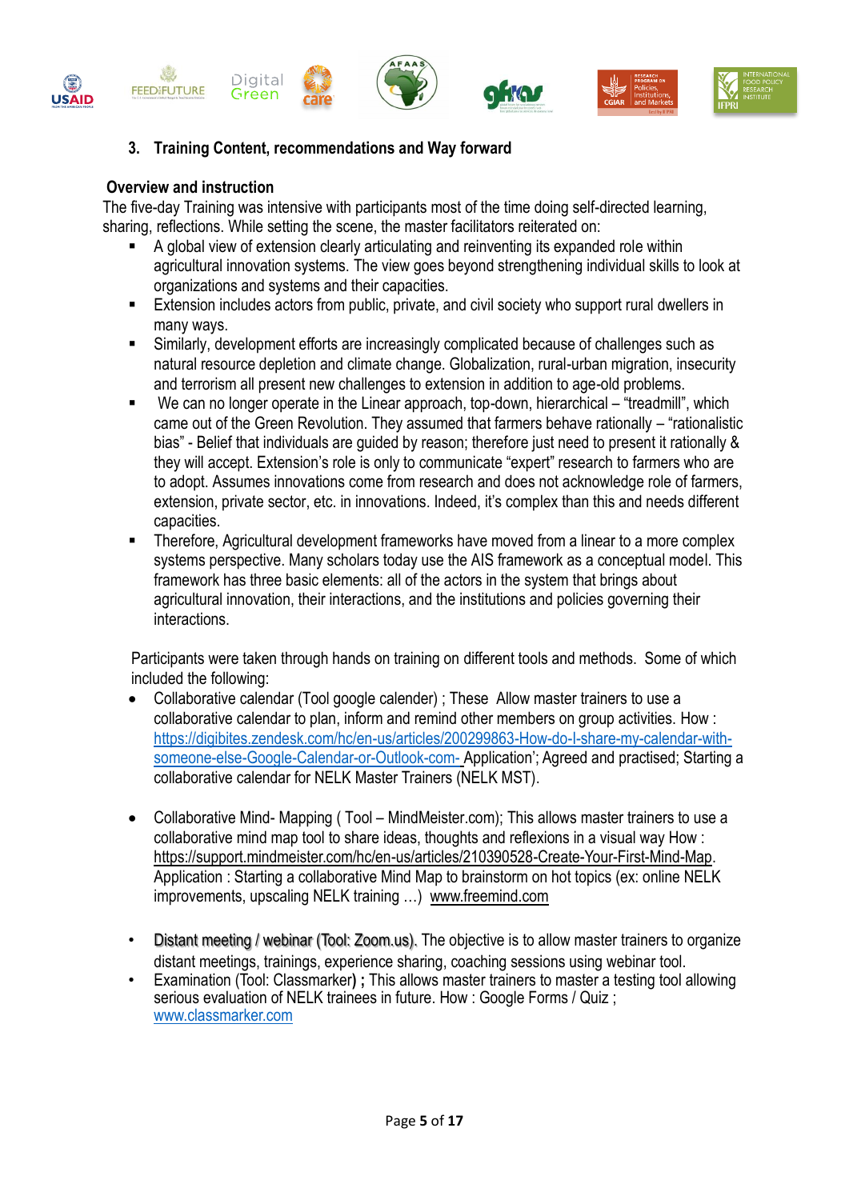## 3. Training Content, recommendations and Way forward

### Overview and instruction

The five-day Training was intensive with participants most of the time doing self-directed learning, sharing, reflections. While setting the scene, the master facilitators reiterated on:

- A global view of extension clearly articulating and reinventing its expanded role within agricultural innovation systems. The view goes beyond strengthening individual skills to look at organizations and systems and their capacities.
- Extension includes actors from public, private, and civil society who support rural dwellers in many ways.
- Similarly, development efforts are increasingly complicated because of challenges such as natural resource depletion and climate change. Globalization, rural-urban migration, insecurity and terrorism all present new challenges to extension in addition to age-old problems.
- We can no longer operate in the Linear approach, top-down, hierarchical – "treadmill", which came out of the Green Revolution. They assumed that farmers behave rationally – "rationalistic bias" - Belief that individuals are guided by reason; therefore just need to present it rationally & they will accept. Extension's role is only to communicate "expert" research to farmers who are to adopt. Assumes innovations come from research and does not acknowledge role of farmers, extension, private sector, etc. in innovations. Indeed, it's complex than this and needs different capacities.
- Therefore, Agricultural development frameworks have moved from a linear to a more complex systems perspective. Many scholars today use the AIS framework as a conceptual model. This framework has three basic elements: all of the actors in the system that brings about agricultural innovation, their interactions, and the institutions and policies governing their interactions.

Participants were taken through hands on training on different tools and methods. Some of which included the following:

- Collaborative calendar (Tool google calender) ; These Allow master trainers to use a collaborative calendar to plan, inform and remind other members on group activities. How : https://digibites.zendesk.com/hc/en-us/articles/200299863-How-do-I-share-my-calendar-with-someone-else-Google-Calendar-or-Outlook-com- Application'; Agreed and practised; Starting a collaborative calendar for NELK Master Trainers (NELK MST).

- Collaborative Mind- Mapping ( Tool – MindMeister.com); This allows master trainers to use a collaborative mind map tool to share ideas, thoughts and reflexions in a visual way How : https://support.mindmeister.com/hc/en-us/articles/210390528-Create-Your-First-Mind-Map. Application : Starting a collaborative Mind Map to brainstorm on hot topics (ex: online NELK improvements, upscaling NELK training …) www.freemind.com

- Distant meeting / webinar (Tool: Zoom.us). The objective is to allow master trainers to organize distant meetings, trainings, experience sharing, coaching sessions using webinar tool.
- Examination (Tool: Classmarker**) ;** This allows master trainers to master a testing tool allowing serious evaluation of NELK trainees in future. How : Google Forms / Quiz ; www.classmarker.com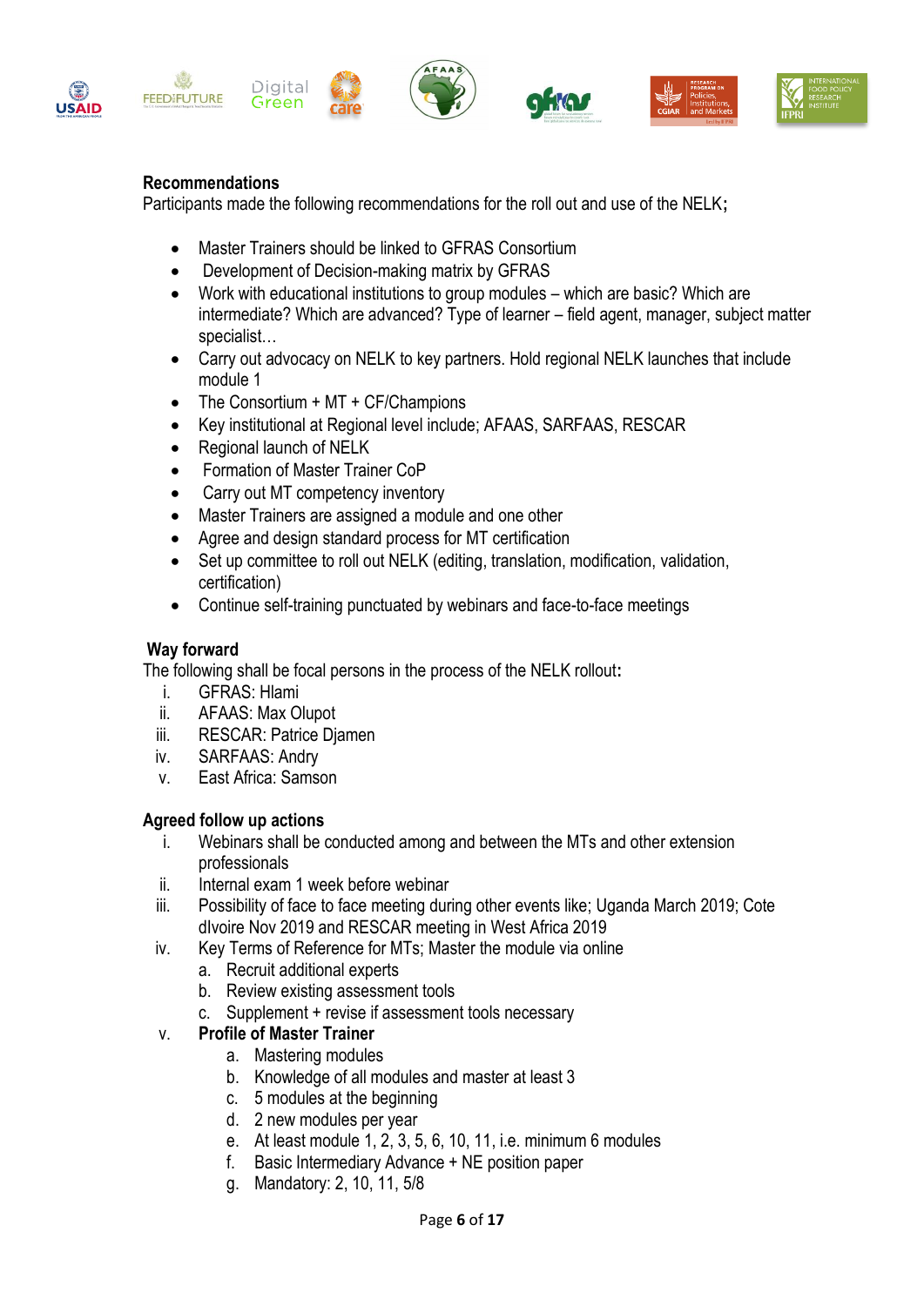**Recommendations**

Participants made the following recommendations for the roll out and use of the NELK;

- Master Trainers should be linked to GFRAS Consortium
- Development of Decision-making matrix by GFRAS
- Work with educational institutions to group modules – which are basic? Which are intermediate? Which are advanced? Type of learner – field agent, manager, subject matter specialist…
- Carry out advocacy on NELK to key partners. Hold regional NELK launches that include module 1
- The Consortium + MT + CF/Champions
- Key institutional at Regional level include; AFAAS, SARFAAS, RESCAR
- Regional launch of NELK
- Formation of Master Trainer CoP
- Carry out MT competency inventory
- Master Trainers are assigned a module and one other
- Agree and design standard process for MT certification
- Set up committee to roll out NELK (editing, translation, modification, validation, certification)
- Continue self-training punctuated by webinars and face-to-face meetings

**Way forward**

The following shall be focal persons in the process of the NELK rollout:

i. GFRAS: Hlami
ii. AFAAS: Max Olupot
iii. RESCAR: Patrice Djamen
iv. SARFAAS: Andry
v. East Africa: Samson

**Agreed follow up actions**

i. Webinars shall be conducted among and between the MTs and other extension professionals
ii. Internal exam 1 week before webinar
iii. Possibility of face to face meeting during other events like; Uganda March 2019; Cote dIvoire Nov 2019 and RESCAR meeting in West Africa 2019
iv. Key Terms of Reference for MTs; Master the module via online
    a. Recruit additional experts
    b. Review existing assessment tools
    c. Supplement + revise if assessment tools necessary
v. **Profile of Master Trainer**
    a. Mastering modules
    b. Knowledge of all modules and master at least 3
    c. 5 modules at the beginning
    d. 2 new modules per year
    e. At least module 1, 2, 3, 5, 6, 10, 11, i.e. minimum 6 modules
    f. Basic Intermediary Advance + NE position paper
    g. Mandatory: 2, 10, 11, 5/8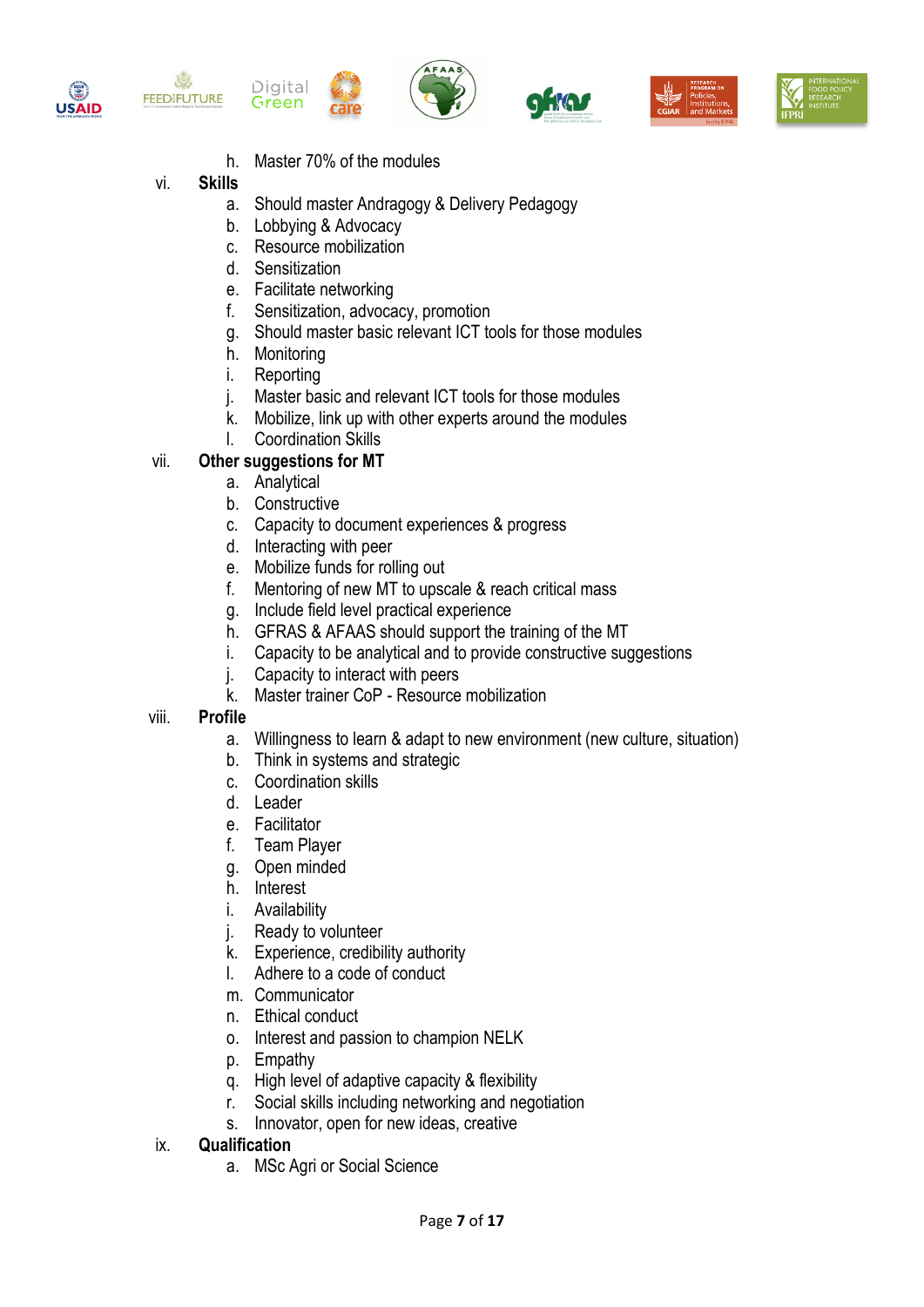h. Master 70% of the modules

vi. **Skills**

a. Should master Andragogy & Delivery Pedagogy
b. Lobbying & Advocacy
c. Resource mobilization
d. Sensitization
e. Facilitate networking
f. Sensitization, advocacy, promotion
g. Should master basic relevant ICT tools for those modules
h. Monitoring
i. Reporting
j. Master basic and relevant ICT tools for those modules
k. Mobilize, link up with other experts around the modules
l. Coordination Skills

vii. **Other suggestions for MT**

a. Analytical
b. Constructive
c. Capacity to document experiences & progress
d. Interacting with peer
e. Mobilize funds for rolling out
f. Mentoring of new MT to upscale & reach critical mass
g. Include field level practical experience
h. GFRAS & AFAAS should support the training of the MT
i. Capacity to be analytical and to provide constructive suggestions
j. Capacity to interact with peers
k. Master trainer CoP - Resource mobilization

viii. **Profile**

a. Willingness to learn & adapt to new environment (new culture, situation)
b. Think in systems and strategic
c. Coordination skills
d. Leader
e. Facilitator
f. Team Player
g. Open minded
h. Interest
i. Availability
j. Ready to volunteer
k. Experience, credibility authority
l. Adhere to a code of conduct
m. Communicator
n. Ethical conduct
o. Interest and passion to champion NELK
p. Empathy
q. High level of adaptive capacity & flexibility
r. Social skills including networking and negotiation
s. Innovator, open for new ideas, creative

ix. **Qualification**

a. MSc Agri or Social Science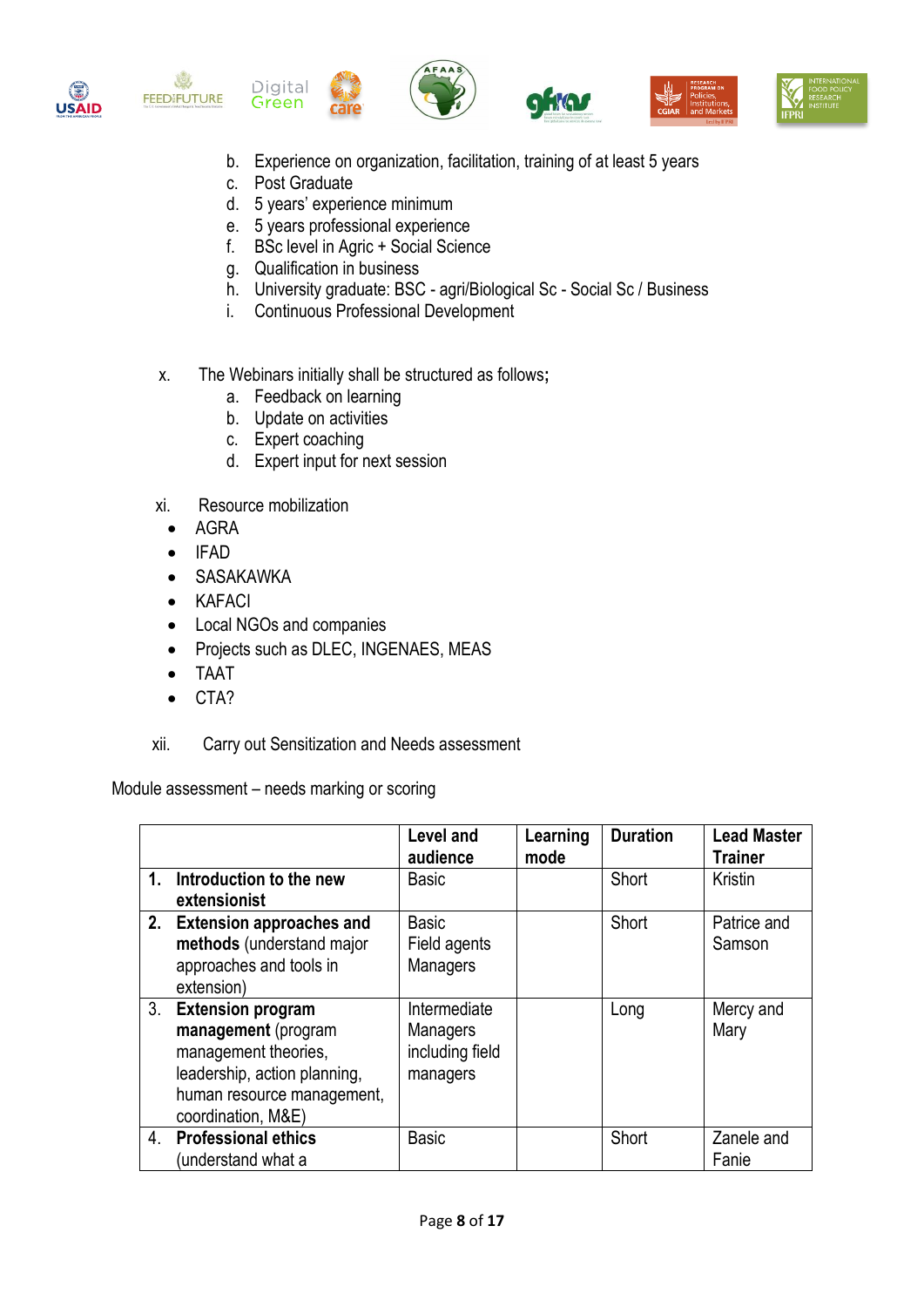b. Experience on organization, facilitation, training of at least 5 years
   c. Post Graduate
   d. 5 years' experience minimum
   e. 5 years professional experience
   f. BSc level in Agric + Social Science
   g. Qualification in business
   h. University graduate: BSC - agri/Biological Sc - Social Sc / Business
   i. Continuous Professional Development

x. The Webinars initially shall be structured as follows;
   a. Feedback on learning
   b. Update on activities
   c. Expert coaching
   d. Expert input for next session

xi. Resource mobilization

- AGRA
- IFAD
- SASAKAWKA
- KAFACI
- Local NGOs and companies
- Projects such as DLEC, INGENAES, MEAS
- TAAT
- CTA?

xii. Carry out Sensitization and Needs assessment

Module assessment – needs marking or scoring

| | Level and audience | Learning mode | Duration | Lead Master Trainer |
|---|---|---|---|---|
| 1. **Introduction to the new extensionist** | Basic | | Short | Kristin |
| 2. **Extension approaches and methods** (understand major approaches and tools in extension) | Basic<br>Field agents<br>Managers | | Short | Patrice and Samson |
| 3. **Extension program management** (program management theories, leadership, action planning, human resource management, coordination, M&E) | Intermediate<br>Managers including field managers | | Long | Mercy and Mary |
| 4. **Professional ethics** (understand what a | Basic | | Short | Zanele and Fanie |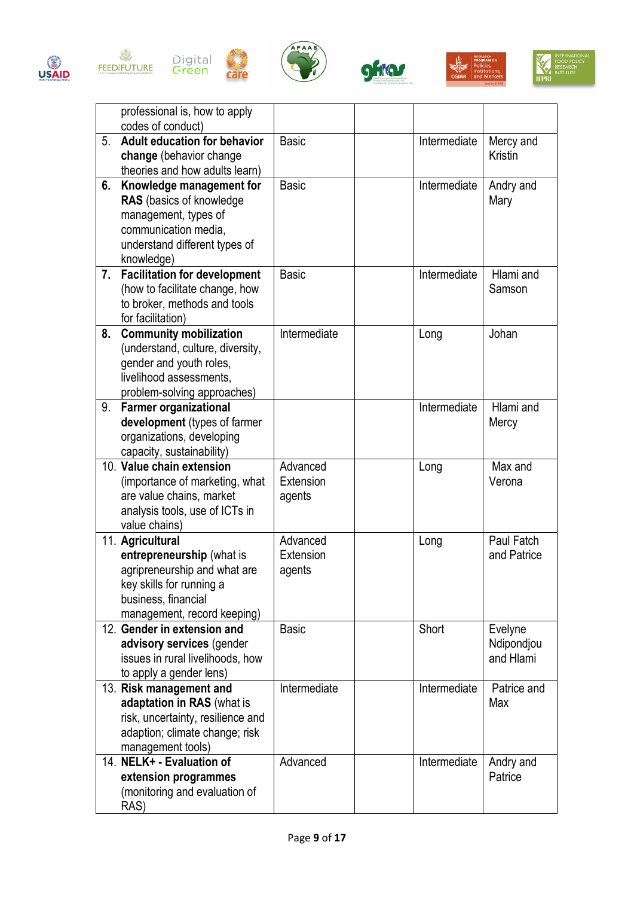| | | | | |
|---|---|---|---|---|
| professional is, how to apply codes of conduct) | | | | |
| 5. **Adult education for behavior change** (behavior change theories and how adults learn) | Basic | | Intermediate | Mercy and Kristin |
| **6. Knowledge management for RAS** (basics of knowledge management, types of communication media, understand different types of knowledge) | Basic | | Intermediate | Andry and Mary |
| **7. Facilitation for development** (how to facilitate change, how to broker, methods and tools for facilitation) | Basic | | Intermediate | Hlami and Samson |
| **8. Community mobilization** (understand, culture, diversity, gender and youth roles, livelihood assessments, problem-solving approaches) | Intermediate | | Long | Johan |
| 9. **Farmer organizational development** (types of farmer organizations, developing capacity, sustainability) | | | Intermediate | Hlami and Mercy |
| 10. **Value chain extension** (importance of marketing, what are value chains, market analysis tools, use of ICTs in value chains) | Advanced Extension agents | | Long | Max and Verona |
| 11. **Agricultural entrepreneurship** (what is agripreneurship and what are key skills for running a business, financial management, record keeping) | Advanced Extension agents | | Long | Paul Fatch and Patrice |
| 12. **Gender in extension and advisory services** (gender issues in rural livelihoods, how to apply a gender lens) | Basic | | Short | Evelyne Ndipondjou and Hlami |
| 13. **Risk management and adaptation in RAS** (what is risk, uncertainty, resilience and adaption; climate change; risk management tools) | Intermediate | | Intermediate | Patrice and Max |
| 14. **NELK+ - Evaluation of extension programmes** (monitoring and evaluation of RAS) | Advanced | | Intermediate | Andry and Patrice |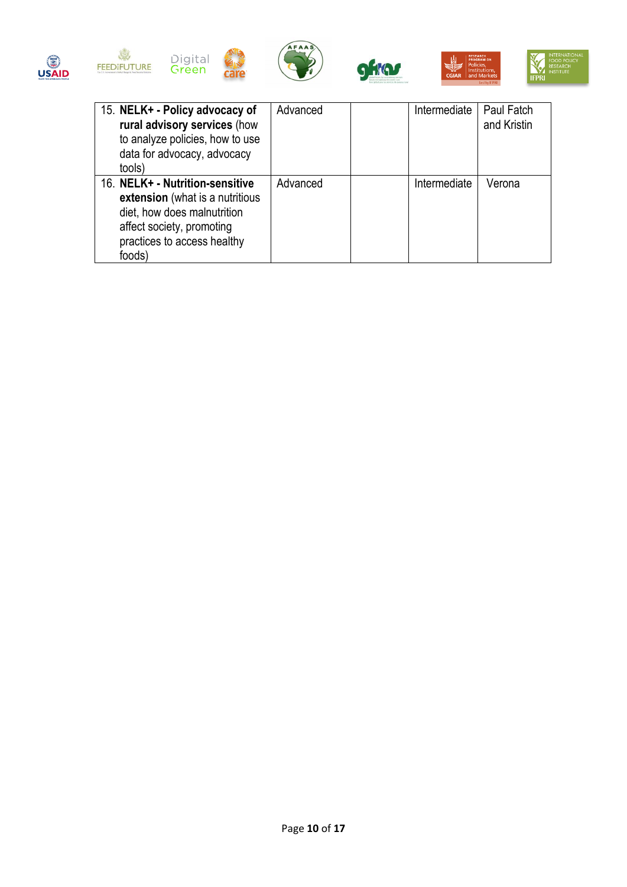| | | | | |
|---|---|---|---|---|
| 15. **NELK+ - Policy advocacy of rural advisory services** (how to analyze policies, how to use data for advocacy, advocacy tools) | Advanced | | Intermediate | Paul Fatch and Kristin |
| 16. **NELK+ - Nutrition-sensitive extension** (what is a nutritious diet, how does malnutrition affect society, promoting practices to access healthy foods) | Advanced | | Intermediate | Verona |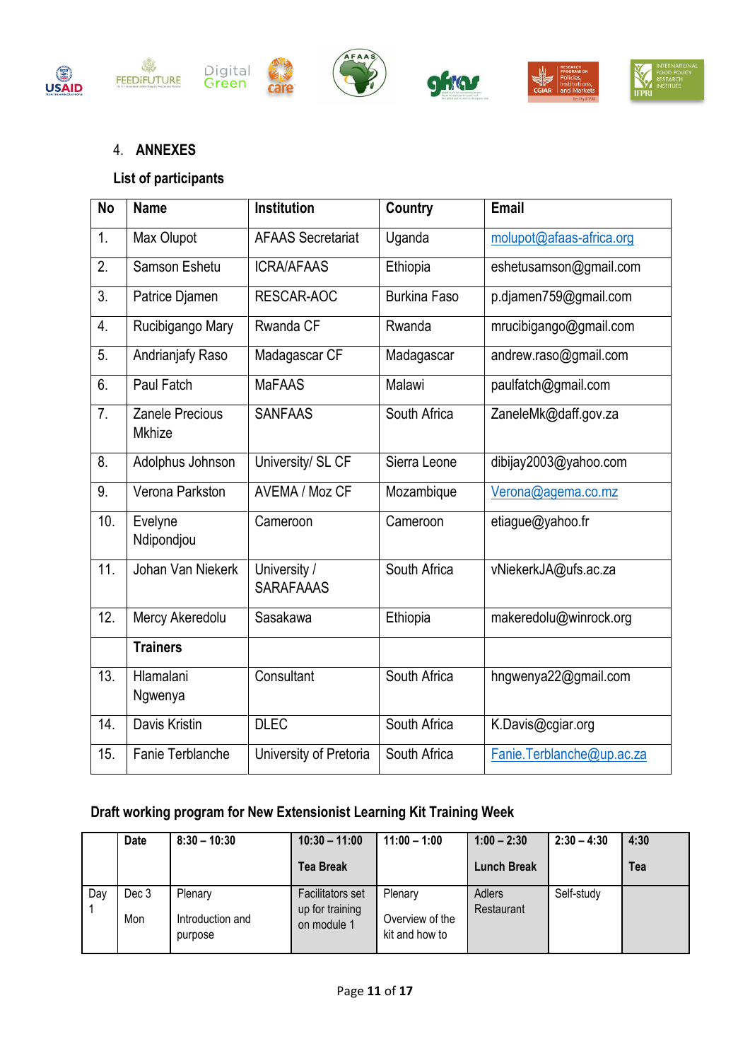## 4. ANNEXES

### List of participants

| No | Name | Institution | Country | Email |
|---|---|---|---|---|
| 1. | Max Olupot | AFAAS Secretariat | Uganda | molupot@afaas-africa.org |
| 2. | Samson Eshetu | ICRA/AFAAS | Ethiopia | eshetusamson@gmail.com |
| 3. | Patrice Djamen | RESCAR-AOC | Burkina Faso | p.djamen759@gmail.com |
| 4. | Rucibigango Mary | Rwanda CF | Rwanda | mrucibigango@gmail.com |
| 5. | Andrianjafy Raso | Madagascar CF | Madagascar | andrew.raso@gmail.com |
| 6. | Paul Fatch | MaFAAS | Malawi | paulfatch@gmail.com |
| 7. | Zanele Precious Mkhize | SANFAAS | South Africa | ZaneleMk@daff.gov.za |
| 8. | Adolphus Johnson | University/ SL CF | Sierra Leone | dibijay2003@yahoo.com |
| 9. | Verona Parkston | AVEMA / Moz CF | Mozambique | Verona@agema.co.mz |
| 10. | Evelyne Ndipondjou | Cameroon | Cameroon | etiague@yahoo.fr |
| 11. | Johan Van Niekerk | University / SARAFAAAS | South Africa | vNiekerkJA@ufs.ac.za |
| 12. | Mercy Akeredolu | Sasakawa | Ethiopia | makeredolu@winrock.org |
| | **Trainers** | | | |
| 13. | Hlamalani Ngwenya | Consultant | South Africa | hngwenya22@gmail.com |
| 14. | Davis Kristin | DLEC | South Africa | K.Davis@cgiar.org |
| 15. | Fanie Terblanche | University of Pretoria | South Africa | Fanie.Terblanche@up.ac.za |

### Draft working program for New Extensionist Learning Kit Training Week

| | Date | 8:30 – 10:30 | 10:30 – 11:00 Tea Break | 11:00 – 1:00 | 1:00 – 2:30 Lunch Break | 2:30 – 4:30 | 4:30 Tea |
|---|---|---|---|---|---|---|---|
| Day 1 | Dec 3 Mon | Plenary Introduction and purpose | Facilitators set up for training on module 1 | Plenary Overview of the kit and how to | Adlers Restaurant | Self-study | |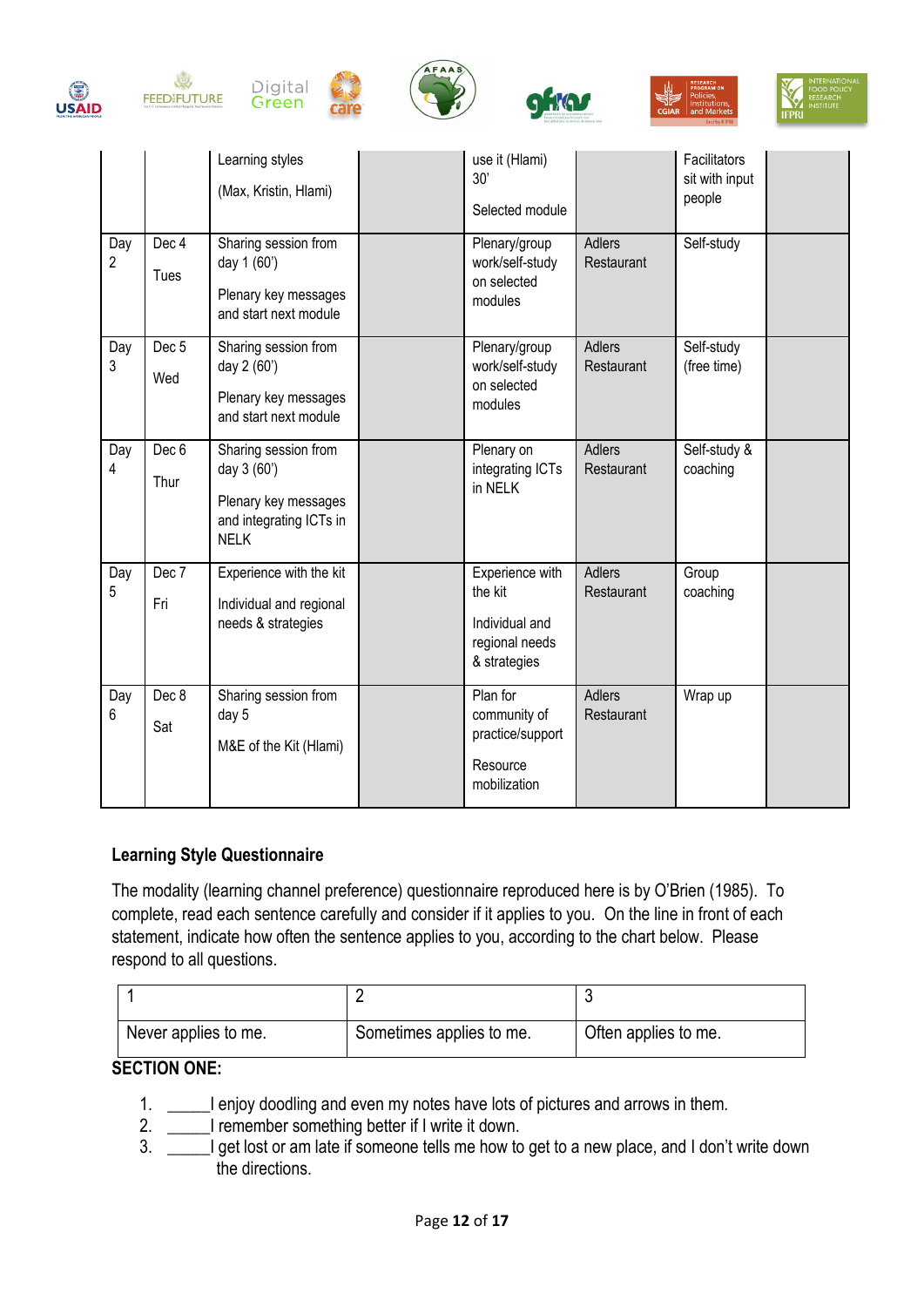| | | | | | | | |
|---|---|---|---|---|---|---|---|
| | | Learning styles<br><br>(Max, Kristin, Hlami) | | use it (Hlami) 30'<br><br>Selected module | | Facilitators sit with input people | |
| Day 2 | Dec 4<br><br>Tues | Sharing session from day 1 (60')<br><br>Plenary key messages and start next module | | Plenary/group work/self-study on selected modules | Adlers Restaurant | Self-study | |
| Day 3 | Dec 5<br><br>Wed | Sharing session from day 2 (60')<br><br>Plenary key messages and start next module | | Plenary/group work/self-study on selected modules | Adlers Restaurant | Self-study (free time) | |
| Day 4 | Dec 6<br><br>Thur | Sharing session from day 3 (60')<br><br>Plenary key messages and integrating ICTs in NELK | | Plenary on integrating ICTs in NELK | Adlers Restaurant | Self-study & coaching | |
| Day 5 | Dec 7<br><br>Fri | Experience with the kit<br><br>Individual and regional needs & strategies | | Experience with the kit<br><br>Individual and regional needs & strategies | Adlers Restaurant | Group coaching | |
| Day 6 | Dec 8<br><br>Sat | Sharing session from day 5<br><br>M&E of the Kit (Hlami) | | Plan for community of practice/support<br><br>Resource mobilization | Adlers Restaurant | Wrap up | |

**Learning Style Questionnaire**

The modality (learning channel preference) questionnaire reproduced here is by O'Brien (1985). To complete, read each sentence carefully and consider if it applies to you. On the line in front of each statement, indicate how often the sentence applies to you, according to the chart below. Please respond to all questions.

| 1 | 2 | 3 |
|---|---|---|
| Never applies to me. | Sometimes applies to me. | Often applies to me. |

**SECTION ONE:**

1. _____I enjoy doodling and even my notes have lots of pictures and arrows in them.
2. _____I remember something better if I write it down.
3. _____I get lost or am late if someone tells me how to get to a new place, and I don't write down the directions.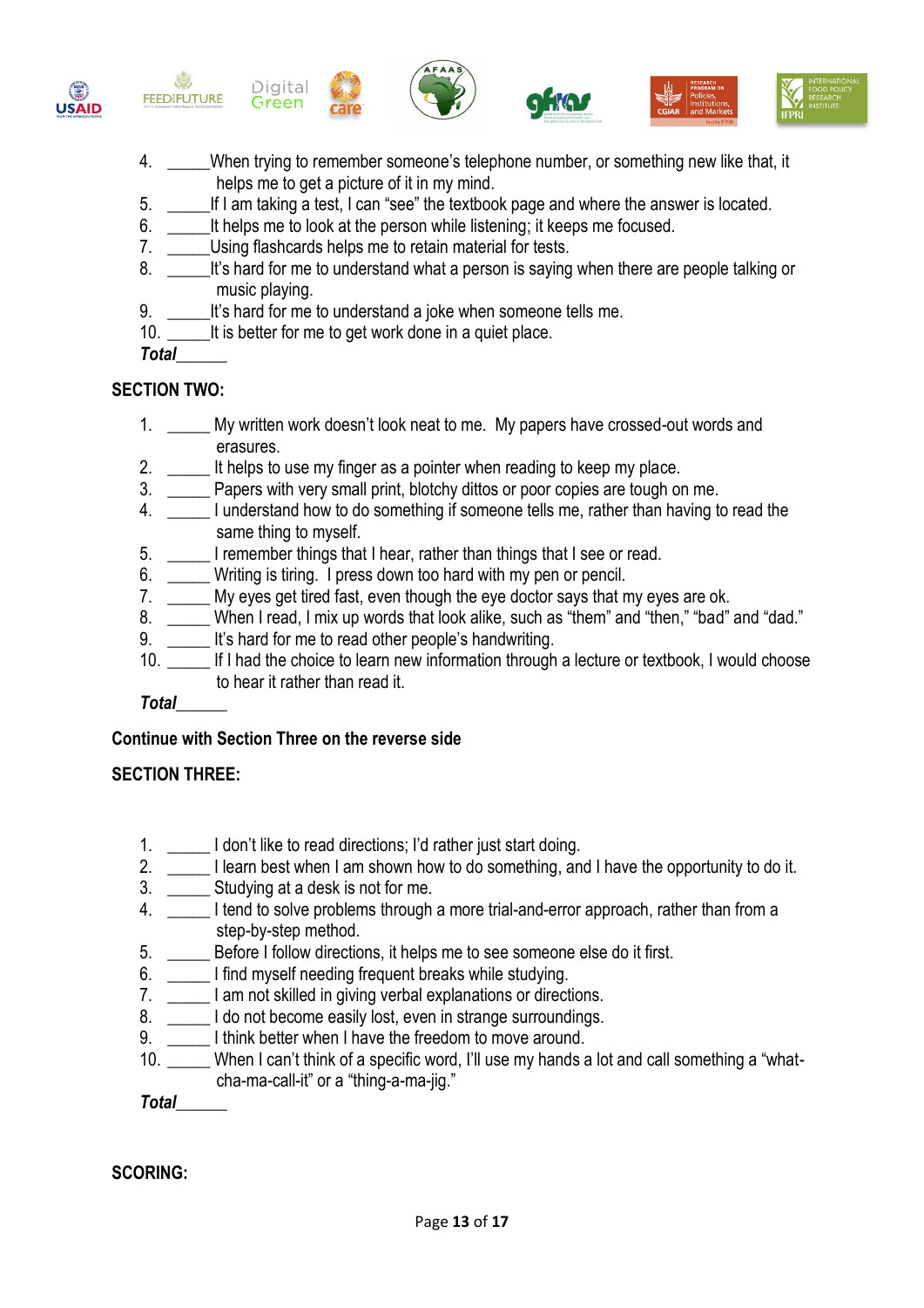4. _____When trying to remember someone's telephone number, or something new like that, it helps me to get a picture of it in my mind.
5. _____If I am taking a test, I can "see" the textbook page and where the answer is located.
6. _____It helps me to look at the person while listening; it keeps me focused.
7. _____Using flashcards helps me to retain material for tests.
8. _____It's hard for me to understand what a person is saying when there are people talking or music playing.
9. _____It's hard for me to understand a joke when someone tells me.
10. _____It is better for me to get work done in a quiet place.

***Total*______**

**SECTION TWO:**

1. _____ My written work doesn't look neat to me. My papers have crossed-out words and erasures.
2. _____ It helps to use my finger as a pointer when reading to keep my place.
3. _____ Papers with very small print, blotchy dittos or poor copies are tough on me.
4. _____ I understand how to do something if someone tells me, rather than having to read the same thing to myself.
5. _____ I remember things that I hear, rather than things that I see or read.
6. _____ Writing is tiring. I press down too hard with my pen or pencil.
7. _____ My eyes get tired fast, even though the eye doctor says that my eyes are ok.
8. _____ When I read, I mix up words that look alike, such as "them" and "then," "bad" and "dad."
9. _____ It's hard for me to read other people's handwriting.
10. _____ If I had the choice to learn new information through a lecture or textbook, I would choose to hear it rather than read it.

***Total*______**

**Continue with Section Three on the reverse side**

**SECTION THREE:**

1. _____ I don't like to read directions; I'd rather just start doing.
2. _____ I learn best when I am shown how to do something, and I have the opportunity to do it.
3. _____ Studying at a desk is not for me.
4. _____ I tend to solve problems through a more trial-and-error approach, rather than from a step-by-step method.
5. _____ Before I follow directions, it helps me to see someone else do it first.
6. _____ I find myself needing frequent breaks while studying.
7. _____ I am not skilled in giving verbal explanations or directions.
8. _____ I do not become easily lost, even in strange surroundings.
9. _____ I think better when I have the freedom to move around.
10. _____ When I can't think of a specific word, I'll use my hands a lot and call something a "what-cha-ma-call-it" or a "thing-a-ma-jig."

***Total*______**

**SCORING:**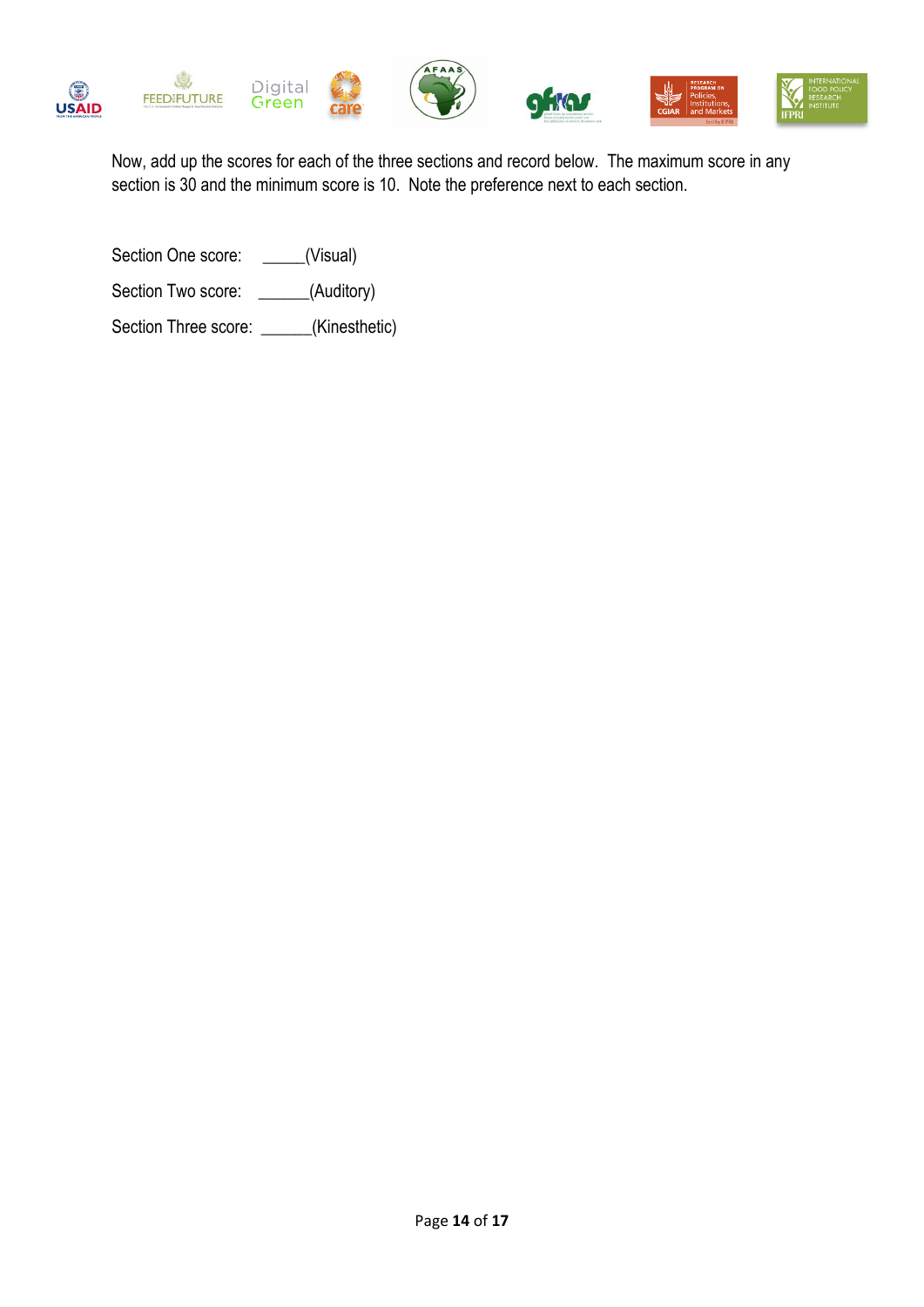Now, add up the scores for each of the three sections and record below. The maximum score in any section is 30 and the minimum score is 10. Note the preference next to each section.

Section One score: _____(Visual)

Section Two score: ______(Auditory)

Section Three score: ______(Kinesthetic)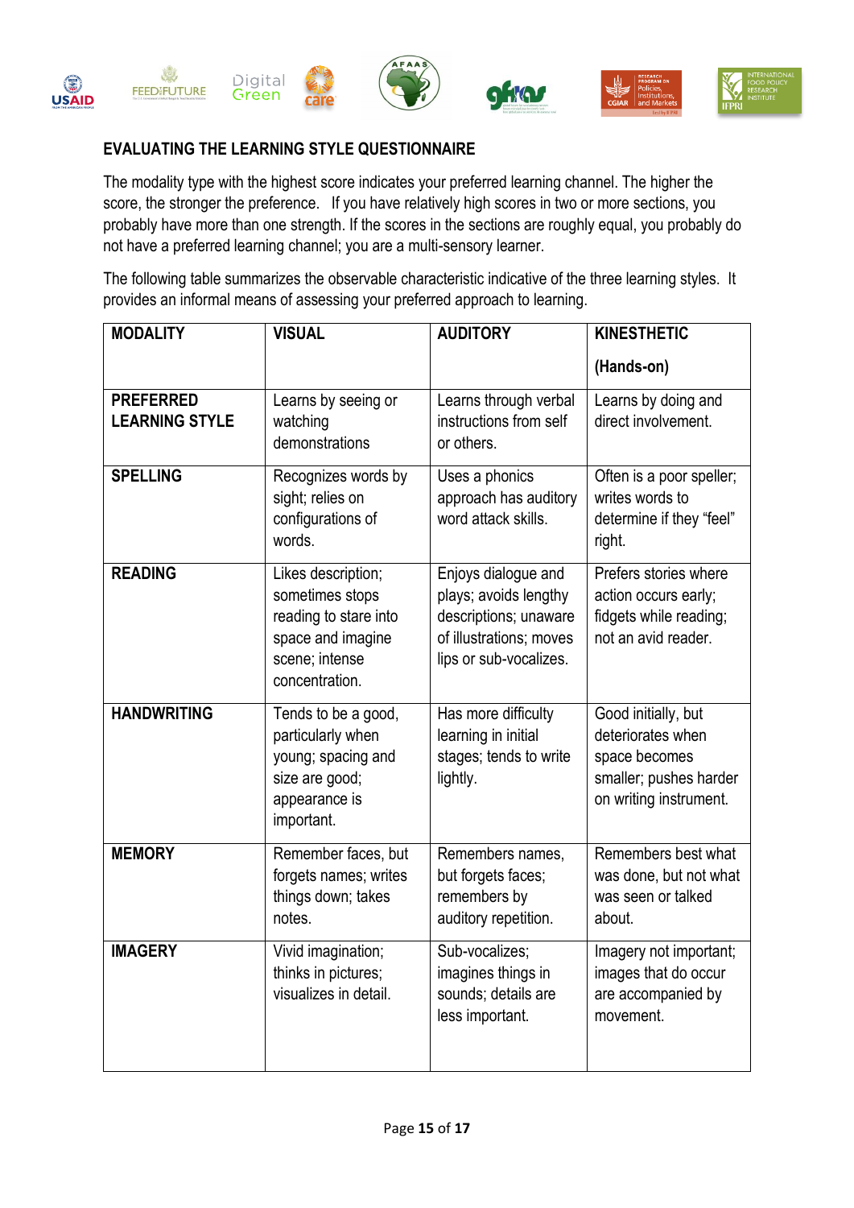## EVALUATING THE LEARNING STYLE QUESTIONNAIRE

The modality type with the highest score indicates your preferred learning channel. The higher the score, the stronger the preference. If you have relatively high scores in two or more sections, you probably have more than one strength. If the scores in the sections are roughly equal, you probably do not have a preferred learning channel; you are a multi-sensory learner.

The following table summarizes the observable characteristic indicative of the three learning styles. It provides an informal means of assessing your preferred approach to learning.

| MODALITY | VISUAL | AUDITORY | KINESTHETIC (Hands-on) |
|---|---|---|---|
| PREFERRED LEARNING STYLE | Learns by seeing or watching demonstrations | Learns through verbal instructions from self or others. | Learns by doing and direct involvement. |
| SPELLING | Recognizes words by sight; relies on configurations of words. | Uses a phonics approach has auditory word attack skills. | Often is a poor speller; writes words to determine if they "feel" right. |
| READING | Likes description; sometimes stops reading to stare into space and imagine scene; intense concentration. | Enjoys dialogue and plays; avoids lengthy descriptions; unaware of illustrations; moves lips or sub-vocalizes. | Prefers stories where action occurs early; fidgets while reading; not an avid reader. |
| HANDWRITING | Tends to be a good, particularly when young; spacing and size are good; appearance is important. | Has more difficulty learning in initial stages; tends to write lightly. | Good initially, but deteriorates when space becomes smaller; pushes harder on writing instrument. |
| MEMORY | Remember faces, but forgets names; writes things down; takes notes. | Remembers names, but forgets faces; remembers by auditory repetition. | Remembers best what was done, but not what was seen or talked about. |
| IMAGERY | Vivid imagination; thinks in pictures; visualizes in detail. | Sub-vocalizes; imagines things in sounds; details are less important. | Imagery not important; images that do occur are accompanied by movement. |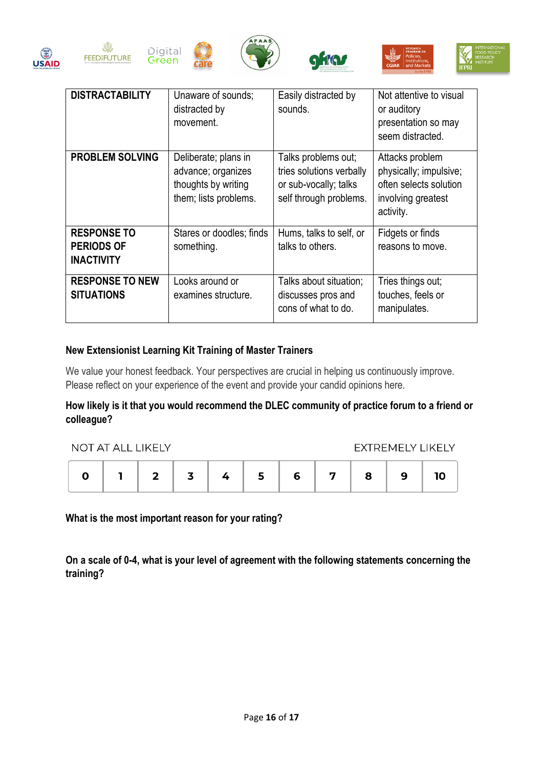| **DISTRACTABILITY** | Unaware of sounds; distracted by movement. | Easily distracted by sounds. | Not attentive to visual or auditory presentation so may seem distracted. |
|---|---|---|---|
| **PROBLEM SOLVING** | Deliberate; plans in advance; organizes thoughts by writing them; lists problems. | Talks problems out; tries solutions verbally or sub-vocally; talks self through problems. | Attacks problem physically; impulsive; often selects solution involving greatest activity. |
| **RESPONSE TO PERIODS OF INACTIVITY** | Stares or doodles; finds something. | Hums, talks to self, or talks to others. | Fidgets or finds reasons to move. |
| **RESPONSE TO NEW SITUATIONS** | Looks around or examines structure. | Talks about situation; discusses pros and cons of what to do. | Tries things out; touches, feels or manipulates. |

**New Extensionist Learning Kit Training of Master Trainers**

We value your honest feedback. Your perspectives are crucial in helping us continuously improve. Please reflect on your experience of the event and provide your candid opinions here.

**How likely is it that you would recommend the DLEC community of practice forum to a friend or colleague?**

NOT AT ALL LIKELY — EXTREMELY LIKELY

| 0 | 1 | 2 | 3 | 4 | 5 | 6 | 7 | 8 | 9 | 10 |
|---|---|---|---|---|---|---|---|---|---|---|

**What is the most important reason for your rating?**

**On a scale of 0-4, what is your level of agreement with the following statements concerning the training?**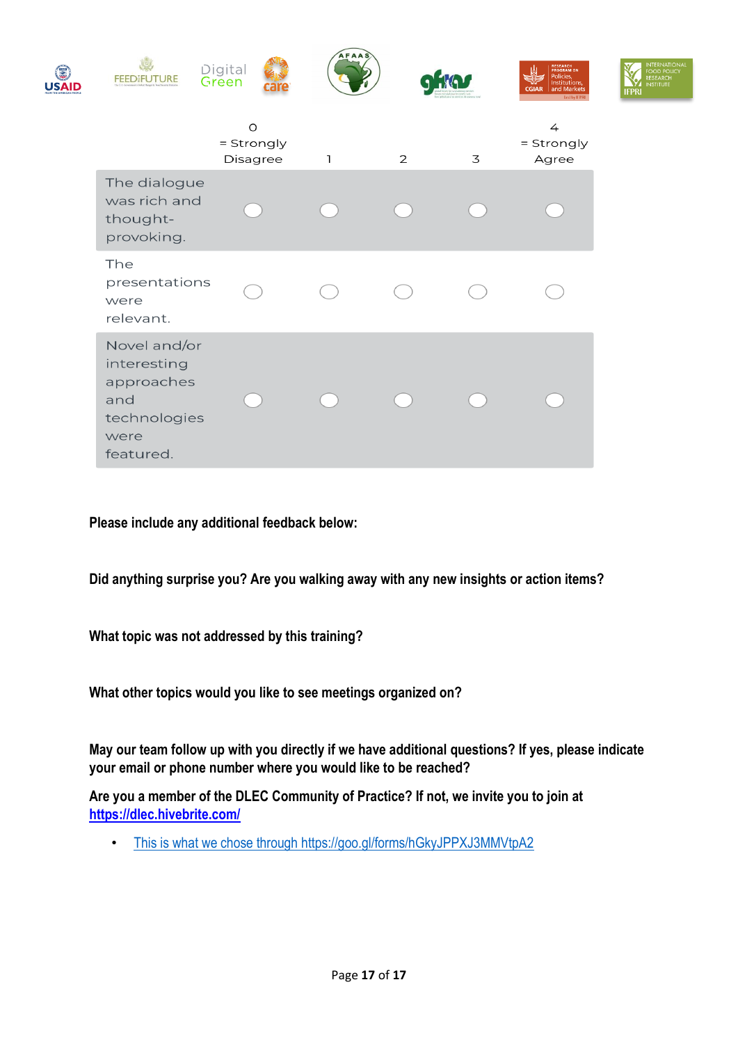| | 0 = Strongly Disagree | 1 | 2 | 3 | 4 = Strongly Agree |
|---|---|---|---|---|---|
| The dialogue was rich and thought-provoking. | ◯ | ◯ | ◯ | ◯ | ◯ |
| The presentations were relevant. | ◯ | ◯ | ◯ | ◯ | ◯ |
| Novel and/or interesting approaches and technologies were featured. | ◯ | ◯ | ◯ | ◯ | ◯ |

**Please include any additional feedback below:**

**Did anything surprise you? Are you walking away with any new insights or action items?**

**What topic was not addressed by this training?**

**What other topics would you like to see meetings organized on?**

**May our team follow up with you directly if we have additional questions? If yes, please indicate your email or phone number where you would like to be reached?**

**Are you a member of the DLEC Community of Practice? If not, we invite you to join at [https://dlec.hivebrite.com/](https://dlec.hivebrite.com/)**

- [This is what we chose through https://goo.gl/forms/hGkyJPPXJ3MMVtpA2](https://goo.gl/forms/hGkyJPPXJ3MMVtpA2)